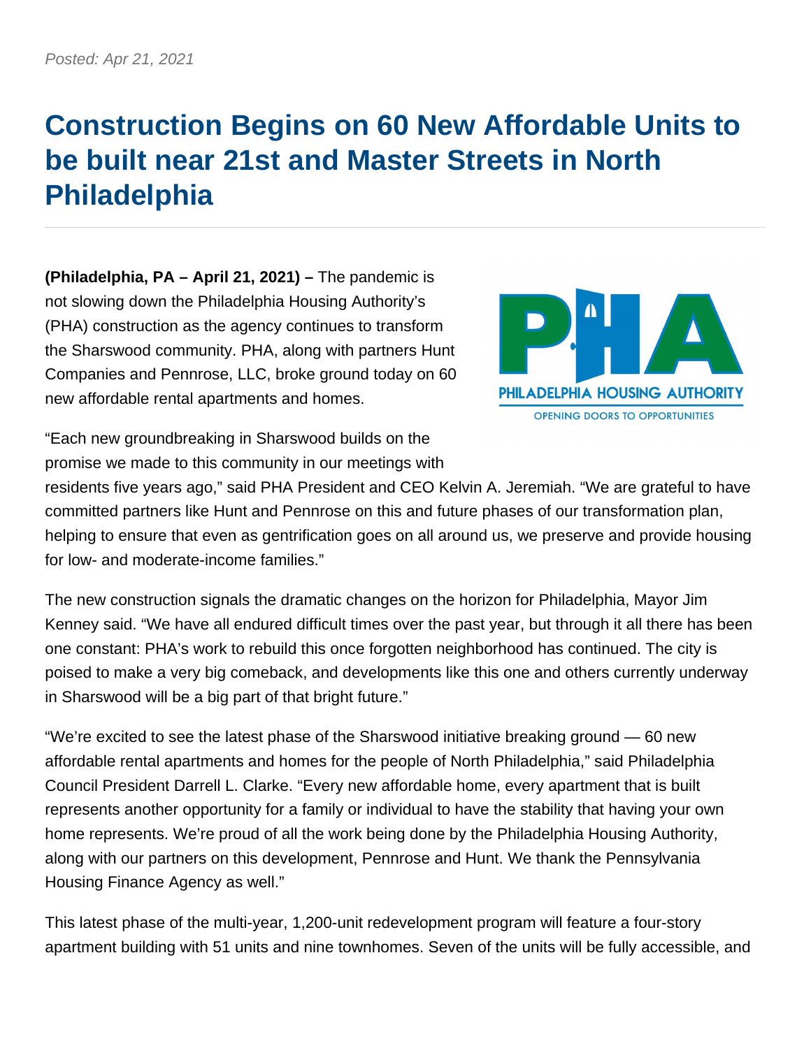*Posted: Apr 21, 2021*

# Construction Begins on 60 New Affordable Units to be built near 21st and Master Streets in North Philadelphia

**(Philadelphia, PA – April 21, 2021) –** The pandemic is not slowing down the Philadelphia Housing Authority's (PHA) construction as the agency continues to transform the Sharswood community. PHA, along with partners Hunt Companies and Pennrose, LLC, broke ground today on 60 new affordable rental apartments and homes.

"Each new groundbreaking in Sharswood builds on the promise we made to this community in our meetings with residents five years ago," said PHA President and CEO Kelvin A. Jeremiah. "We are grateful to have committed partners like Hunt and Pennrose on this and future phases of our transformation plan, helping to ensure that even as gentrification goes on all around us, we preserve and provide housing for low- and moderate-income families."

The new construction signals the dramatic changes on the horizon for Philadelphia, Mayor Jim Kenney said. "We have all endured difficult times over the past year, but through it all there has been one constant: PHA's work to rebuild this once forgotten neighborhood has continued. The city is poised to make a very big comeback, and developments like this one and others currently underway in Sharswood will be a big part of that bright future."

"We're excited to see the latest phase of the Sharswood initiative breaking ground — 60 new affordable rental apartments and homes for the people of North Philadelphia," said Philadelphia Council President Darrell L. Clarke. "Every new affordable home, every apartment that is built represents another opportunity for a family or individual to have the stability that having your own home represents. We're proud of all the work being done by the Philadelphia Housing Authority, along with our partners on this development, Pennrose and Hunt. We thank the Pennsylvania Housing Finance Agency as well."

This latest phase of the multi-year, 1,200-unit redevelopment program will feature a four-story apartment building with 51 units and nine townhomes. Seven of the units will be fully accessible, and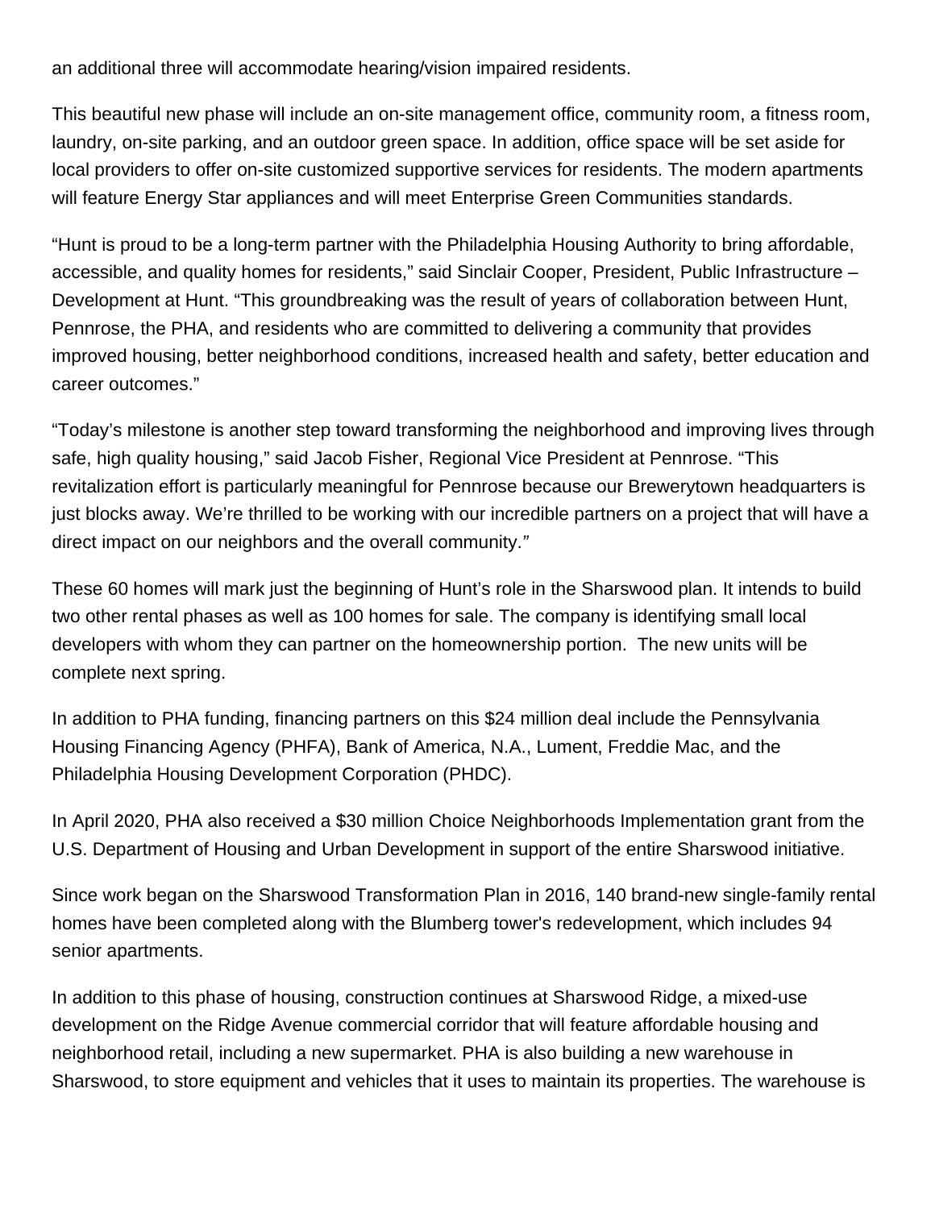an additional three will accommodate hearing/vision impaired residents.

This beautiful new phase will include an on-site management office, community room, a fitness room, laundry, on-site parking, and an outdoor green space. In addition, office space will be set aside for local providers to offer on-site customized supportive services for residents. The modern apartments will feature Energy Star appliances and will meet Enterprise Green Communities standards.

“Hunt is proud to be a long-term partner with the Philadelphia Housing Authority to bring affordable, accessible, and quality homes for residents,” said Sinclair Cooper, President, Public Infrastructure – Development at Hunt. “This groundbreaking was the result of years of collaboration between Hunt, Pennrose, the PHA, and residents who are committed to delivering a community that provides improved housing, better neighborhood conditions, increased health and safety, better education and career outcomes.”

“Today’s milestone is another step toward transforming the neighborhood and improving lives through safe, high quality housing,” said Jacob Fisher, Regional Vice President at Pennrose. “This revitalization effort is particularly meaningful for Pennrose because our Brewerytown headquarters is just blocks away. We’re thrilled to be working with our incredible partners on a project that will have a direct impact on our neighbors and the overall community.”

These 60 homes will mark just the beginning of Hunt’s role in the Sharswood plan. It intends to build two other rental phases as well as 100 homes for sale. The company is identifying small local developers with whom they can partner on the homeownership portion. The new units will be complete next spring.

In addition to PHA funding, financing partners on this $24 million deal include the Pennsylvania Housing Financing Agency (PHFA), Bank of America, N.A., Lument, Freddie Mac, and the Philadelphia Housing Development Corporation (PHDC).

In April 2020, PHA also received a $30 million Choice Neighborhoods Implementation grant from the U.S. Department of Housing and Urban Development in support of the entire Sharswood initiative.

Since work began on the Sharswood Transformation Plan in 2016, 140 brand-new single-family rental homes have been completed along with the Blumberg tower's redevelopment, which includes 94 senior apartments.

In addition to this phase of housing, construction continues at Sharswood Ridge, a mixed-use development on the Ridge Avenue commercial corridor that will feature affordable housing and neighborhood retail, including a new supermarket. PHA is also building a new warehouse in Sharswood, to store equipment and vehicles that it uses to maintain its properties. The warehouse is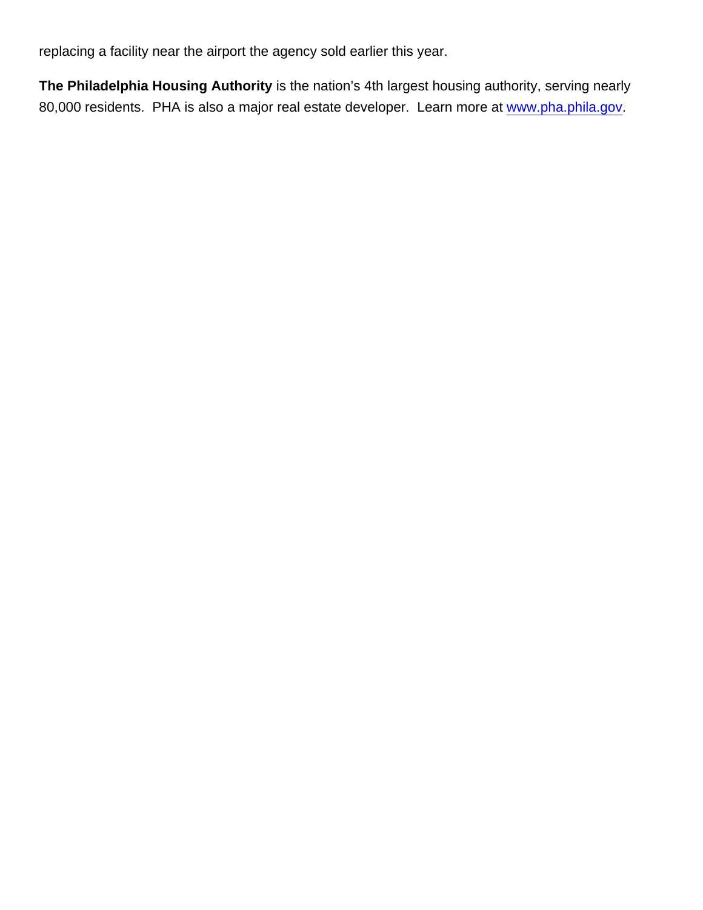replacing a facility near the airport the agency sold earlier this year.

**The Philadelphia Housing Authority** is the nation's 4th largest housing authority, serving nearly 80,000 residents. PHA is also a major real estate developer. Learn more at www.pha.phila.gov.